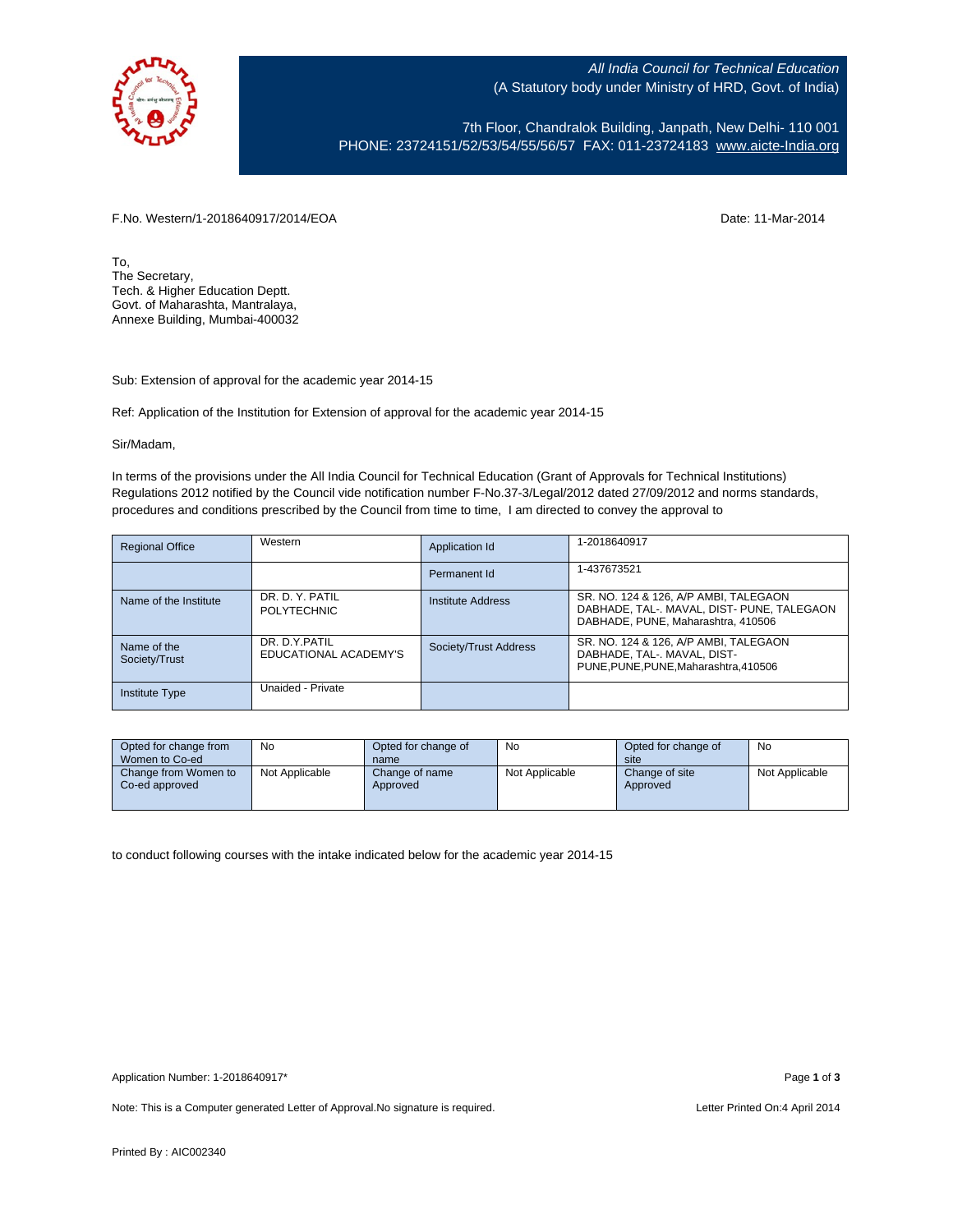All India Council for Technical Education
(A Statutory body under Ministry of HRD, Govt. of India)

7th Floor, Chandralok Building, Janpath, New Delhi- 110 001
PHONE: 23724151/52/53/54/55/56/57 FAX: 011-23724183 www.aicte-India.org

F.No. Western/1-2018640917/2014/EOA

Date: 11-Mar-2014

To,
The Secretary,
Tech. & Higher Education Deptt.
Govt. of Maharashta, Mantralaya,
Annexe Building, Mumbai-400032

Sub: Extension of approval for the academic year 2014-15

Ref: Application of the Institution for Extension of approval for the academic year 2014-15

Sir/Madam,

In terms of the provisions under the All India Council for Technical Education (Grant of Approvals for Technical Institutions) Regulations 2012 notified by the Council vide notification number F-No.37-3/Legal/2012 dated 27/09/2012 and norms standards, procedures and conditions prescribed by the Council from time to time, I am directed to convey the approval to

| Regional Office | Western | Application Id | 1-2018640917 |
|---|---|---|---|
| | | Permanent Id | 1-437673521 |
| Name of the Institute | DR. D. Y. PATIL POLYTECHNIC | Institute Address | SR. NO. 124 & 126, A/P AMBI, TALEGAON DABHADE, TAL-. MAVAL, DIST- PUNE, TALEGAON DABHADE, PUNE, Maharashtra, 410506 |
| Name of the Society/Trust | DR. D.Y.PATIL EDUCATIONAL ACADEMY'S | Society/Trust Address | SR. NO. 124 & 126, A/P AMBI, TALEGAON DABHADE, TAL-. MAVAL, DIST-PUNE,PUNE,PUNE,Maharashtra,410506 |
| Institute Type | Unaided - Private | | |

| Opted for change from Women to Co-ed | No | Opted for change of name | No | Opted for change of site | No |
|---|---|---|---|---|---|
| Change from Women to Co-ed approved | Not Applicable | Change of name Approved | Not Applicable | Change of site Approved | Not Applicable |

to conduct following courses with the intake indicated below for the academic year 2014-15

Application Number: 1-2018640917*

Note: This is a Computer generated Letter of Approval.No signature is required.

Letter Printed On:4 April 2014

Printed By : AIC002340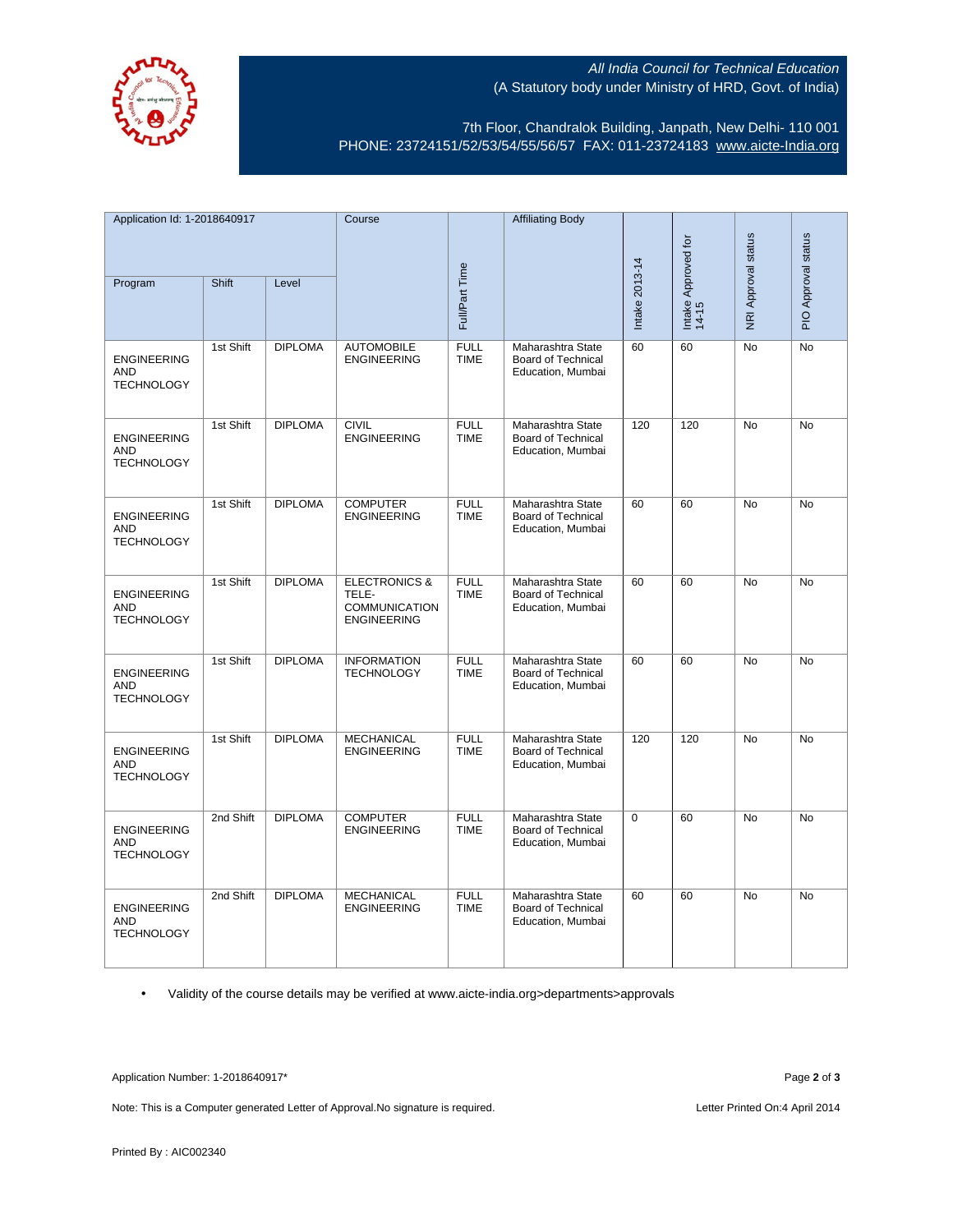All India Council for Technical Education
(A Statutory body under Ministry of HRD, Govt. of India)

7th Floor, Chandralok Building, Janpath, New Delhi- 110 001
PHONE: 23724151/52/53/54/55/56/57 FAX: 011-23724183 www.aicte-India.org

| Application Id: 1-2018640917 | | | Course | Full/Part Time | Affiliating Body | Intake 2013-14 | Intake Approved for 14-15 | NRI Approval status | PIO Approval status |
|---|---|---|---|---|---|---|---|---|---|
| Program | Shift | Level | | | | | | | |
| ENGINEERING AND TECHNOLOGY | 1st Shift | DIPLOMA | AUTOMOBILE ENGINEERING | FULL TIME | Maharashtra State Board of Technical Education, Mumbai | 60 | 60 | No | No |
| ENGINEERING AND TECHNOLOGY | 1st Shift | DIPLOMA | CIVIL ENGINEERING | FULL TIME | Maharashtra State Board of Technical Education, Mumbai | 120 | 120 | No | No |
| ENGINEERING AND TECHNOLOGY | 1st Shift | DIPLOMA | COMPUTER ENGINEERING | FULL TIME | Maharashtra State Board of Technical Education, Mumbai | 60 | 60 | No | No |
| ENGINEERING AND TECHNOLOGY | 1st Shift | DIPLOMA | ELECTRONICS & TELE-COMMUNICATION ENGINEERING | FULL TIME | Maharashtra State Board of Technical Education, Mumbai | 60 | 60 | No | No |
| ENGINEERING AND TECHNOLOGY | 1st Shift | DIPLOMA | INFORMATION TECHNOLOGY | FULL TIME | Maharashtra State Board of Technical Education, Mumbai | 60 | 60 | No | No |
| ENGINEERING AND TECHNOLOGY | 1st Shift | DIPLOMA | MECHANICAL ENGINEERING | FULL TIME | Maharashtra State Board of Technical Education, Mumbai | 120 | 120 | No | No |
| ENGINEERING AND TECHNOLOGY | 2nd Shift | DIPLOMA | COMPUTER ENGINEERING | FULL TIME | Maharashtra State Board of Technical Education, Mumbai | 0 | 60 | No | No |
| ENGINEERING AND TECHNOLOGY | 2nd Shift | DIPLOMA | MECHANICAL ENGINEERING | FULL TIME | Maharashtra State Board of Technical Education, Mumbai | 60 | 60 | No | No |

- Validity of the course details may be verified at www.aicte-india.org>departments>approvals

Application Number: 1-2018640917*

Note: This is a Computer generated Letter of Approval.No signature is required.

Letter Printed On:4 April 2014

Printed By : AIC002340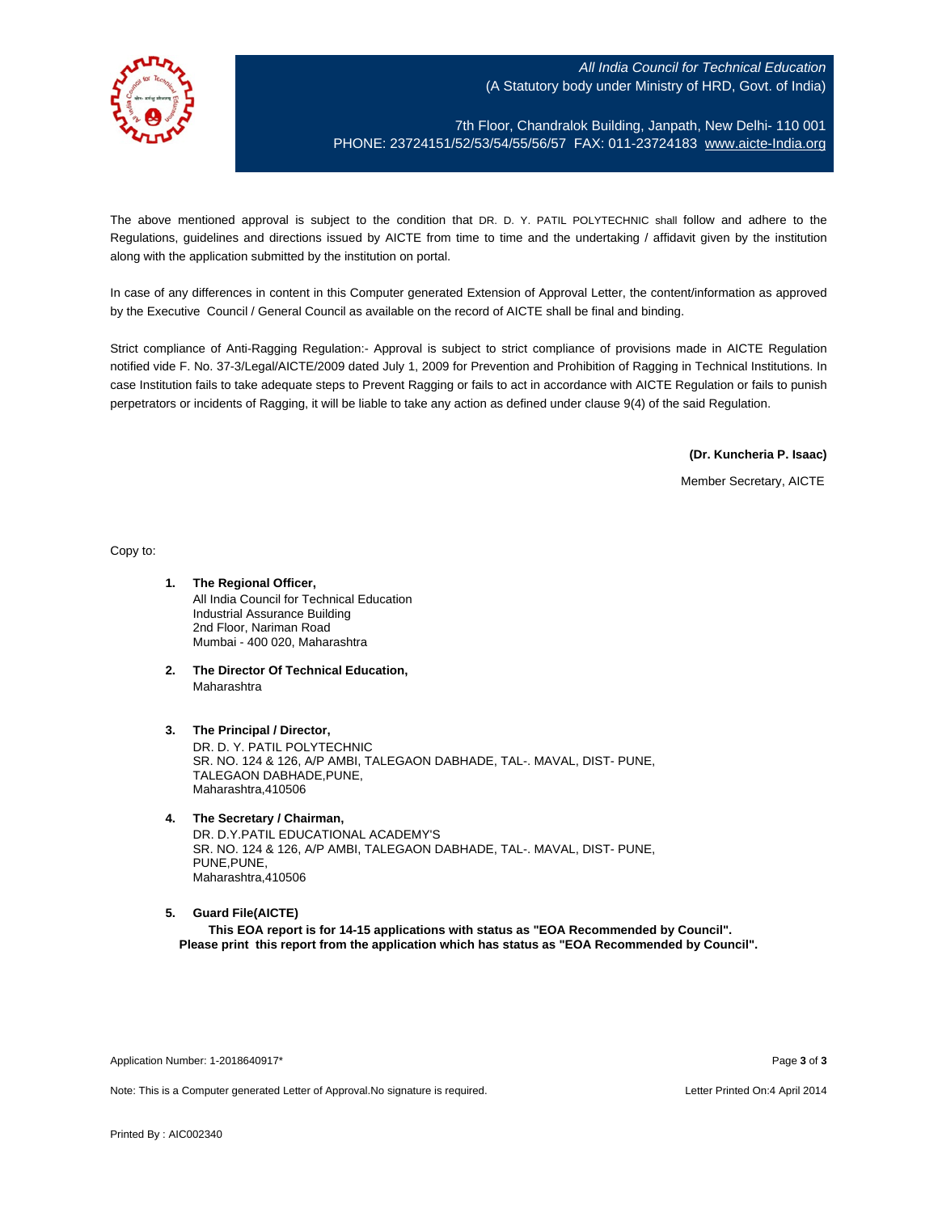All India Council for Technical Education
(A Statutory body under Ministry of HRD, Govt. of India)

7th Floor, Chandralok Building, Janpath, New Delhi- 110 001
PHONE: 23724151/52/53/54/55/56/57 FAX: 011-23724183 www.aicte-India.org

The above mentioned approval is subject to the condition that DR. D. Y. PATIL POLYTECHNIC shall follow and adhere to the Regulations, guidelines and directions issued by AICTE from time to time and the undertaking / affidavit given by the institution along with the application submitted by the institution on portal.

In case of any differences in content in this Computer generated Extension of Approval Letter, the content/information as approved by the Executive Council / General Council as available on the record of AICTE shall be final and binding.

Strict compliance of Anti-Ragging Regulation:- Approval is subject to strict compliance of provisions made in AICTE Regulation notified vide F. No. 37-3/Legal/AICTE/2009 dated July 1, 2009 for Prevention and Prohibition of Ragging in Technical Institutions. In case Institution fails to take adequate steps to Prevent Ragging or fails to act in accordance with AICTE Regulation or fails to punish perpetrators or incidents of Ragging, it will be liable to take any action as defined under clause 9(4) of the said Regulation.

**(Dr. Kuncheria P. Isaac)**

Member Secretary, AICTE

Copy to:

1. **The Regional Officer,**
   All India Council for Technical Education
   Industrial Assurance Building
   2nd Floor, Nariman Road
   Mumbai - 400 020, Maharashtra

2. **The Director Of Technical Education,**
   Maharashtra

3. **The Principal / Director,**
   DR. D. Y. PATIL POLYTECHNIC
   SR. NO. 124 & 126, A/P AMBI, TALEGAON DABHADE, TAL-. MAVAL, DIST- PUNE,
   TALEGAON DABHADE,PUNE,
   Maharashtra,410506

4. **The Secretary / Chairman,**
   DR. D.Y.PATIL EDUCATIONAL ACADEMY'S
   SR. NO. 124 & 126, A/P AMBI, TALEGAON DABHADE, TAL-. MAVAL, DIST- PUNE,
   PUNE,PUNE,
   Maharashtra,410506

5. **Guard File(AICTE)**

**This EOA report is for 14-15 applications with status as "EOA Recommended by Council".**
**Please print this report from the application which has status as "EOA Recommended by Council".**

Application Number: 1-2018640917*

Note: This is a Computer generated Letter of Approval.No signature is required.

Letter Printed On:4 April 2014

Printed By : AIC002340